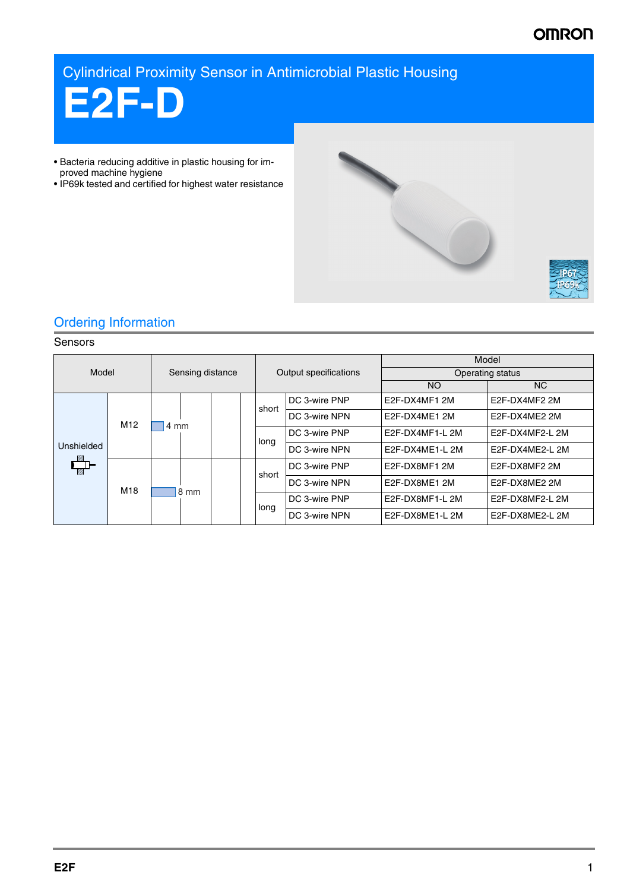Cylindrical Proximity Sensor in Antimicrobial Plastic Housing

# E2F-D

- Bacteria reducing additive in plastic housing for improved machine hygiene
- IP69k tested and certified for highest water resistance

## Ordering Information

### Sensors

| Model | | Sensing distance | Output specifications | | Model: Operating status NO | Model: Operating status NC |
|---|---|---|---|---|---|---|
| Unshielded | M12 | 4 mm | short | DC 3-wire PNP | E2F-DX4MF1 2M | E2F-DX4MF2 2M |
| | | | | DC 3-wire NPN | E2F-DX4ME1 2M | E2F-DX4ME2 2M |
| | | | long | DC 3-wire PNP | E2F-DX4MF1-L 2M | E2F-DX4MF2-L 2M |
| | | | | DC 3-wire NPN | E2F-DX4ME1-L 2M | E2F-DX4ME2-L 2M |
| | M18 | 8 mm | short | DC 3-wire PNP | E2F-DX8MF1 2M | E2F-DX8MF2 2M |
| | | | | DC 3-wire NPN | E2F-DX8ME1 2M | E2F-DX8ME2 2M |
| | | | long | DC 3-wire PNP | E2F-DX8MF1-L 2M | E2F-DX8MF2-L 2M |
| | | | | DC 3-wire NPN | E2F-DX8ME1-L 2M | E2F-DX8ME2-L 2M |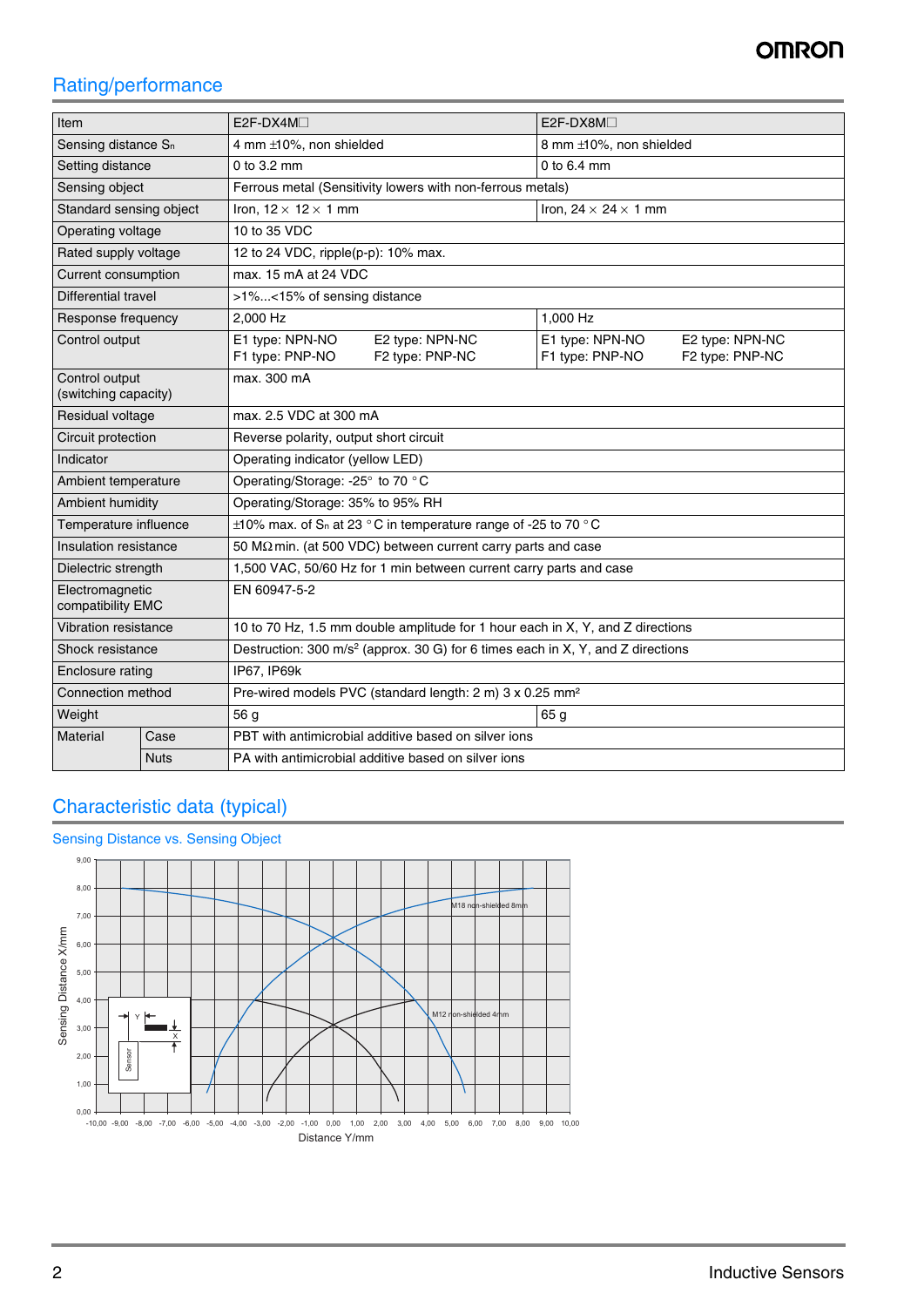## Rating/performance

| Item | | E2F-DX4M☐ | E2F-DX8M☐ |
|---|---|---|---|
| Sensing distance $S_n$ | | 4 mm ±10%, non shielded | 8 mm ±10%, non shielded |
| Setting distance | | 0 to 3.2 mm | 0 to 6.4 mm |
| Sensing object | | Ferrous metal (Sensitivity lowers with non-ferrous metals) | |
| Standard sensing object | | Iron, 12 × 12 × 1 mm | Iron, 24 × 24 × 1 mm |
| Operating voltage | | 10 to 35 VDC | |
| Rated supply voltage | | 12 to 24 VDC, ripple(p-p): 10% max. | |
| Current consumption | | max. 15 mA at 24 VDC | |
| Differential travel | | >1%...<15% of sensing distance | |
| Response frequency | | 2,000 Hz | 1,000 Hz |
| Control output | | E1 type: NPN-NO E2 type: NPN-NC<br>F1 type: PNP-NO F2 type: PNP-NC | E1 type: NPN-NO E2 type: NPN-NC<br>F1 type: PNP-NO F2 type: PNP-NC |
| Control output (switching capacity) | | max. 300 mA | |
| Residual voltage | | max. 2.5 VDC at 300 mA | |
| Circuit protection | | Reverse polarity, output short circuit | |
| Indicator | | Operating indicator (yellow LED) | |
| Ambient temperature | | Operating/Storage: -25° to 70 °C | |
| Ambient humidity | | Operating/Storage: 35% to 95% RH | |
| Temperature influence | | ±10% max. of $S_n$ at 23 °C in temperature range of -25 to 70 °C | |
| Insulation resistance | | 50 MΩ min. (at 500 VDC) between current carry parts and case | |
| Dielectric strength | | 1,500 VAC, 50/60 Hz for 1 min between current carry parts and case | |
| Electromagnetic compatibility EMC | | EN 60947-5-2 | |
| Vibration resistance | | 10 to 70 Hz, 1.5 mm double amplitude for 1 hour each in X, Y, and Z directions | |
| Shock resistance | | Destruction: 300 m/s² (approx. 30 G) for 6 times each in X, Y, and Z directions | |
| Enclosure rating | | IP67, IP69k | |
| Connection method | | Pre-wired models PVC (standard length: 2 m) 3 x 0.25 mm² | |
| Weight | | 56 g | 65 g |
| Material | Case | PBT with antimicrobial additive based on silver ions | |
| | Nuts | PA with antimicrobial additive based on silver ions | |

## Characteristic data (typical)

### Sensing Distance vs. Sensing Object

Sensing Distance X/mm vs. Distance Y/mm — curves: M18 non-shielded 8mm, M12 non-shielded 4mm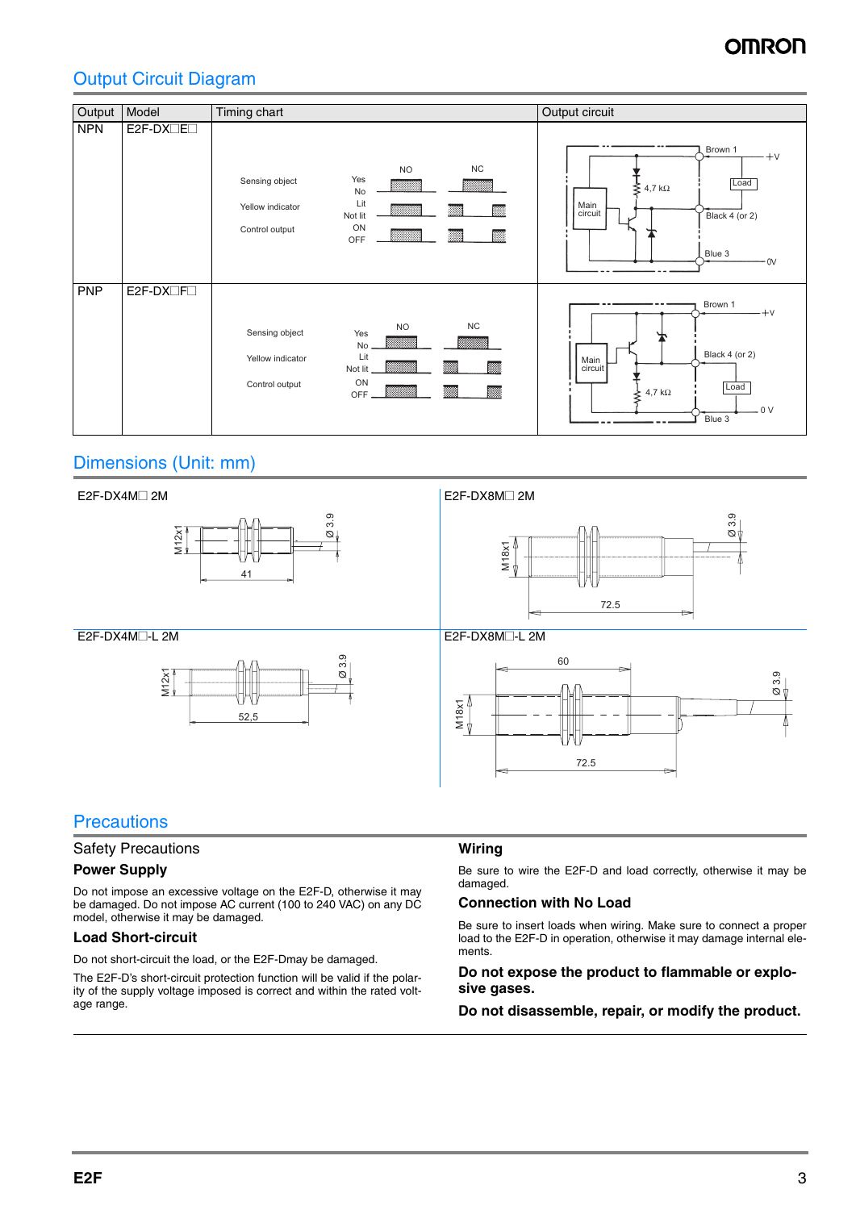## Output Circuit Diagram

| Output | Model | Timing chart | Output circuit |
|---|---|---|---|
| NPN | E2F-DX□E□ | Sensing object (Yes/No), Yellow indicator (Lit/Not lit), Control output (ON/OFF) — NO / NC | Main circuit; 4,7 kΩ; Brown 1 +V; Load; Black 4 (or 2); Blue 3 0V |
| PNP | E2F-DX□F□ | Sensing object (Yes/No), Yellow indicator (Lit/Not lit), Control output (ON/OFF) — NO / NC | Main circuit; 4,7 kΩ; Brown 1 +V; Black 4 (or 2); Load; Blue 3 0 V |

## Dimensions (Unit: mm)

E2F-DX4M□ 2M

M12x1, Ø 3.9, 41

E2F-DX8M□ 2M

M18x1, Ø 3.9, 72.5

E2F-DX4M□-L 2M

M12x1, Ø 3.9, 52,5

E2F-DX8M□-L 2M

M18x1, Ø 3.9, 60, 72.5

## Precautions

### Safety Precautions

### Power Supply

Do not impose an excessive voltage on the E2F-D, otherwise it may be damaged. Do not impose AC current (100 to 240 VAC) on any DC model, otherwise it may be damaged.

### Load Short-circuit

Do not short-circuit the load, or the E2F-Dmay be damaged.

The E2F-D's short-circuit protection function will be valid if the polarity of the supply voltage imposed is correct and within the rated voltage range.

### Wiring

Be sure to wire the E2F-D and load correctly, otherwise it may be damaged.

### Connection with No Load

Be sure to insert loads when wiring. Make sure to connect a proper load to the E2F-D in operation, otherwise it may damage internal elements.

### Do not expose the product to flammable or explosive gases.

### Do not disassemble, repair, or modify the product.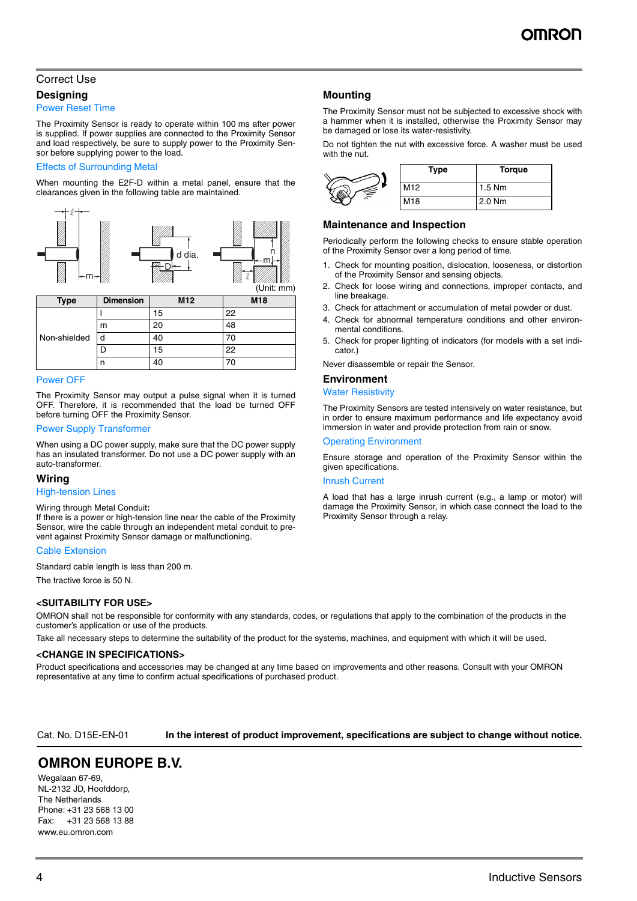## Correct Use

### Designing

#### Power Reset Time

The Proximity Sensor is ready to operate within 100 ms after power is supplied. If power supplies are connected to the Proximity Sensor and load respectively, be sure to supply power to the Proximity Sensor before supplying power to the load.

#### Effects of Surrounding Metal

When mounting the E2F-D within a metal panel, ensure that the clearances given in the following table are maintained.

ℓ

m

d dia.

D

n

m

ℓ

(Unit: mm)

| Type | Dimension | M12 | M18 |
|---|---|---|---|
| Non-shielded | l | 15 | 22 |
| | m | 20 | 48 |
| | d | 40 | 70 |
| | D | 15 | 22 |
| | n | 40 | 70 |

#### Power OFF

The Proximity Sensor may output a pulse signal when it is turned OFF. Therefore, it is recommended that the load be turned OFF before turning OFF the Proximity Sensor.

#### Power Supply Transformer

When using a DC power supply, make sure that the DC power supply has an insulated transformer. Do not use a DC power supply with an auto-transformer.

### Wiring

#### High-tension Lines

Wiring through Metal Conduit**:**
If there is a power or high-tension line near the cable of the Proximity Sensor, wire the cable through an independent metal conduit to prevent against Proximity Sensor damage or malfunctioning.

#### Cable Extension

Standard cable length is less than 200 m.

The tractive force is 50 N.

### Mounting

The Proximity Sensor must not be subjected to excessive shock with a hammer when it is installed, otherwise the Proximity Sensor may be damaged or lose its water-resistivity.

Do not tighten the nut with excessive force. A washer must be used with the nut.

| Type | Torque |
|---|---|
| M12 | 1.5 Nm |
| M18 | 2.0 Nm |

### Maintenance and Inspection

Periodically perform the following checks to ensure stable operation of the Proximity Sensor over a long period of time.

1. Check for mounting position, dislocation, looseness, or distortion of the Proximity Sensor and sensing objects.
2. Check for loose wiring and connections, improper contacts, and line breakage.
3. Check for attachment or accumulation of metal powder or dust.
4. Check for abnormal temperature conditions and other environmental conditions.
5. Check for proper lighting of indicators (for models with a set indicator.)

Never disassemble or repair the Sensor.

### Environment

#### Water Resistivity

The Proximity Sensors are tested intensively on water resistance, but in order to ensure maximum performance and life expectancy avoid immersion in water and provide protection from rain or snow.

#### Operating Environment

Ensure storage and operation of the Proximity Sensor within the given specifications.

#### Inrush Current

A load that has a large inrush current (e.g., a lamp or motor) will damage the Proximity Sensor, in which case connect the load to the Proximity Sensor through a relay.

**<SUITABILITY FOR USE>**

OMRON shall not be responsible for conformity with any standards, codes, or regulations that apply to the combination of the products in the customer's application or use of the products.

Take all necessary steps to determine the suitability of the product for the systems, machines, and equipment with which it will be used.

**<CHANGE IN SPECIFICATIONS>**

Product specifications and accessories may be changed at any time based on improvements and other reasons. Consult with your OMRON representative at any time to confirm actual specifications of purchased product.

Cat. No. D15E-EN-01 **In the interest of product improvement, specifications are subject to change without notice.**

## OMRON EUROPE B.V.

Wegalaan 67-69,
NL-2132 JD, Hoofddorp,
The Netherlands
Phone: +31 23 568 13 00
Fax: +31 23 568 13 88
www.eu.omron.com